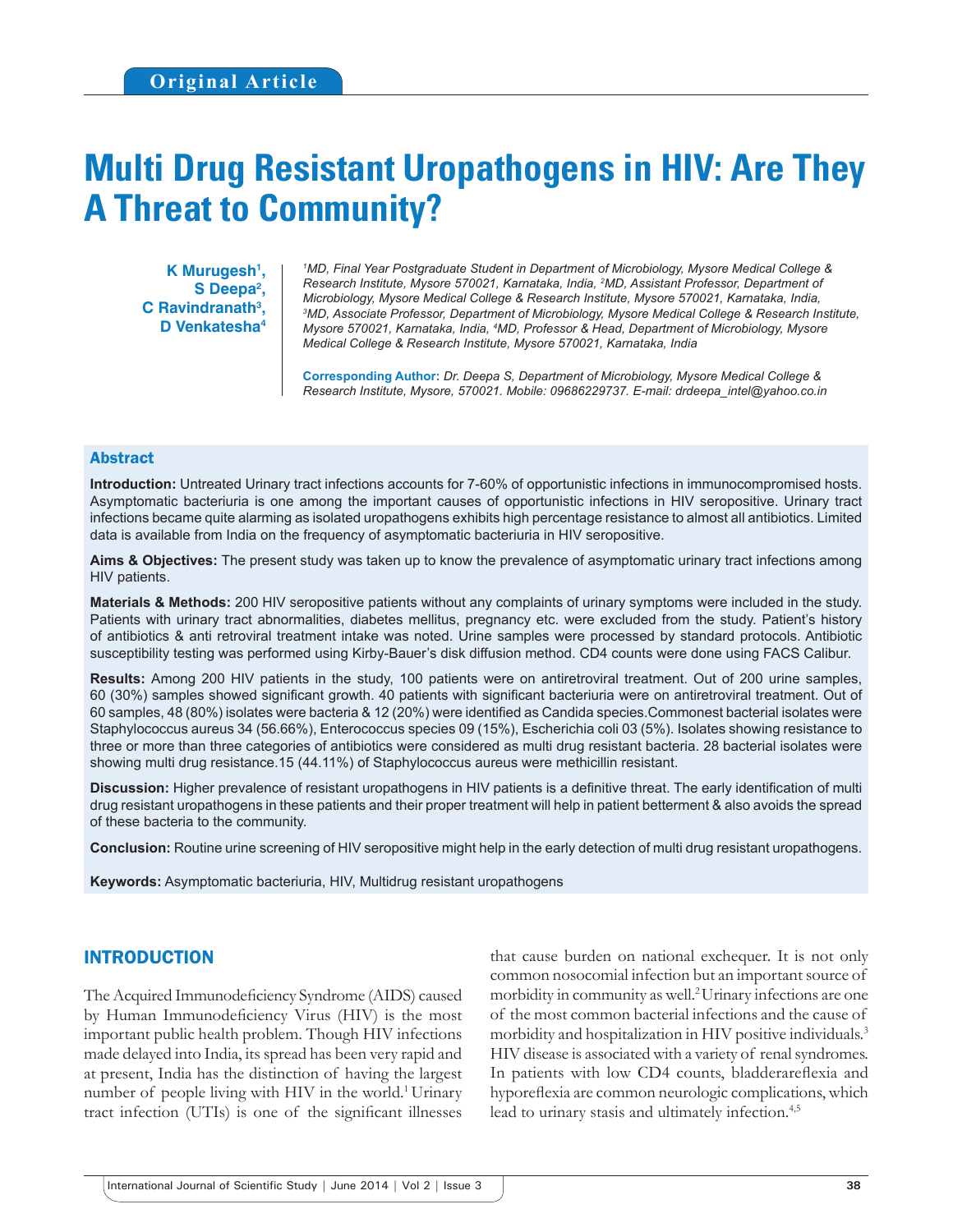Original Article

# Multi Drug Resistant Uropathogens in HIV: Are They A Threat to Community?

**K Murugesh[1], S Deepa[2], C Ravindranath[3], D Venkatesha[4]**

*[1]MD, Final Year Postgraduate Student in Department of Microbiology, Mysore Medical College & Research Institute, Mysore 570021, Karnataka, India, [2]MD, Assistant Professor, Department of Microbiology, Mysore Medical College & Research Institute, Mysore 570021, Karnataka, India, [3]MD, Associate Professor, Department of Microbiology, Mysore Medical College & Research Institute, Mysore 570021, Karnataka, India, [4]MD, Professor & Head, Department of Microbiology, Mysore Medical College & Research Institute, Mysore 570021, Karnataka, India*

**Corresponding Author:** *Dr. Deepa S, Department of Microbiology, Mysore Medical College & Research Institute, Mysore, 570021. Mobile: 09686229737. E-mail: drdeepa_intel@yahoo.co.in*

## Abstract

**Introduction:** Untreated Urinary tract infections accounts for 7-60% of opportunistic infections in immunocompromised hosts. Asymptomatic bacteriuria is one among the important causes of opportunistic infections in HIV seropositive. Urinary tract infections became quite alarming as isolated uropathogens exhibits high percentage resistance to almost all antibiotics. Limited data is available from India on the frequency of asymptomatic bacteriuria in HIV seropositive.

**Aims & Objectives:** The present study was taken up to know the prevalence of asymptomatic urinary tract infections among HIV patients.

**Materials & Methods:** 200 HIV seropositive patients without any complaints of urinary symptoms were included in the study. Patients with urinary tract abnormalities, diabetes mellitus, pregnancy etc. were excluded from the study. Patient's history of antibiotics & anti retroviral treatment intake was noted. Urine samples were processed by standard protocols. Antibiotic susceptibility testing was performed using Kirby-Bauer's disk diffusion method. CD4 counts were done using FACS Calibur.

**Results:** Among 200 HIV patients in the study, 100 patients were on antiretroviral treatment. Out of 200 urine samples, 60 (30%) samples showed significant growth. 40 patients with significant bacteriuria were on antiretroviral treatment. Out of 60 samples, 48 (80%) isolates were bacteria & 12 (20%) were identified as Candida species.Commonest bacterial isolates were Staphylococcus aureus 34 (56.66%), Enterococcus species 09 (15%), Escherichia coli 03 (5%). Isolates showing resistance to three or more than three categories of antibiotics were considered as multi drug resistant bacteria. 28 bacterial isolates were showing multi drug resistance.15 (44.11%) of Staphylococcus aureus were methicillin resistant.

**Discussion:** Higher prevalence of resistant uropathogens in HIV patients is a definitive threat. The early identification of multi drug resistant uropathogens in these patients and their proper treatment will help in patient betterment & also avoids the spread of these bacteria to the community.

**Conclusion:** Routine urine screening of HIV seropositive might help in the early detection of multi drug resistant uropathogens.

**Keywords:** Asymptomatic bacteriuria, HIV, Multidrug resistant uropathogens

## INTRODUCTION

The Acquired Immunodeficiency Syndrome (AIDS) caused by Human Immunodeficiency Virus (HIV) is the most important public health problem. Though HIV infections made delayed into India, its spread has been very rapid and at present, India has the distinction of having the largest number of people living with HIV in the world.[1] Urinary tract infection (UTIs) is one of the significant illnesses that cause burden on national exchequer. It is not only common nosocomial infection but an important source of morbidity in community as well.[2] Urinary infections are one of the most common bacterial infections and the cause of morbidity and hospitalization in HIV positive individuals.[3] HIV disease is associated with a variety of renal syndromes. In patients with low CD4 counts, bladderareflexia and hyporeflexia are common neurologic complications, which lead to urinary stasis and ultimately infection.[4,5]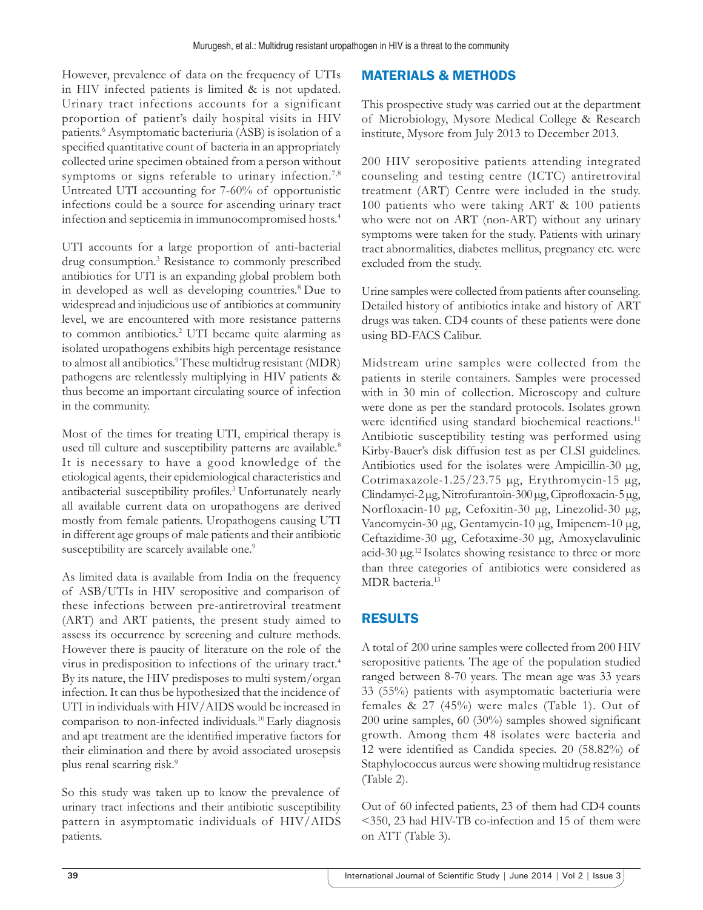However, prevalence of data on the frequency of UTIs in HIV infected patients is limited & is not updated. Urinary tract infections accounts for a significant proportion of patient's daily hospital visits in HIV patients.[6] Asymptomatic bacteriuria (ASB) is isolation of a specified quantitative count of bacteria in an appropriately collected urine specimen obtained from a person without symptoms or signs referable to urinary infection.[7,8] Untreated UTI accounting for 7-60% of opportunistic infections could be a source for ascending urinary tract infection and septicemia in immunocompromised hosts.[4]

UTI accounts for a large proportion of anti-bacterial drug consumption.[3] Resistance to commonly prescribed antibiotics for UTI is an expanding global problem both in developed as well as developing countries.[8] Due to widespread and injudicious use of antibiotics at community level, we are encountered with more resistance patterns to common antibiotics.[2] UTI became quite alarming as isolated uropathogens exhibits high percentage resistance to almost all antibiotics.[9] These multidrug resistant (MDR) pathogens are relentlessly multiplying in HIV patients & thus become an important circulating source of infection in the community.

Most of the times for treating UTI, empirical therapy is used till culture and susceptibility patterns are available.[8] It is necessary to have a good knowledge of the etiological agents, their epidemiological characteristics and antibacterial susceptibility profiles.[3] Unfortunately nearly all available current data on uropathogens are derived mostly from female patients. Uropathogens causing UTI in different age groups of male patients and their antibiotic susceptibility are scarcely available one.[9]

As limited data is available from India on the frequency of ASB/UTIs in HIV seropositive and comparison of these infections between pre-antiretroviral treatment (ART) and ART patients, the present study aimed to assess its occurrence by screening and culture methods. However there is paucity of literature on the role of the virus in predisposition to infections of the urinary tract.[4] By its nature, the HIV predisposes to multi system/organ infection. It can thus be hypothesized that the incidence of UTI in individuals with HIV/AIDS would be increased in comparison to non-infected individuals.[10] Early diagnosis and apt treatment are the identified imperative factors for their elimination and there by avoid associated urosepsis plus renal scarring risk.[9]

So this study was taken up to know the prevalence of urinary tract infections and their antibiotic susceptibility pattern in asymptomatic individuals of HIV/AIDS patients.

## MATERIALS & METHODS

This prospective study was carried out at the department of Microbiology, Mysore Medical College & Research institute, Mysore from July 2013 to December 2013.

200 HIV seropositive patients attending integrated counseling and testing centre (ICTC) antiretroviral treatment (ART) Centre were included in the study. 100 patients who were taking ART & 100 patients who were not on ART (non-ART) without any urinary symptoms were taken for the study. Patients with urinary tract abnormalities, diabetes mellitus, pregnancy etc. were excluded from the study.

Urine samples were collected from patients after counseling. Detailed history of antibiotics intake and history of ART drugs was taken. CD4 counts of these patients were done using BD-FACS Calibur.

Midstream urine samples were collected from the patients in sterile containers. Samples were processed with in 30 min of collection. Microscopy and culture were done as per the standard protocols. Isolates grown were identified using standard biochemical reactions.[11] Antibiotic susceptibility testing was performed using Kirby-Bauer's disk diffusion test as per CLSI guidelines. Antibiotics used for the isolates were Ampicillin-30 μg, Cotrimaxazole-1.25/23.75 μg, Erythromycin-15 μg, Clindamyci-2 μg, Nitrofurantoin-300 μg, Ciprofloxacin-5 μg, Norfloxacin-10 μg, Cefoxitin-30 μg, Linezolid-30 μg, Vancomycin-30 μg, Gentamycin-10 μg, Imipenem-10 μg, Ceftazidime-30 μg, Cefotaxime-30 μg, Amoxyclavulinic acid-30 μg.[12] Isolates showing resistance to three or more than three categories of antibiotics were considered as MDR bacteria.[13]

## RESULTS

A total of 200 urine samples were collected from 200 HIV seropositive patients. The age of the population studied ranged between 8-70 years. The mean age was 33 years 33 (55%) patients with asymptomatic bacteriuria were females & 27 (45%) were males (Table 1). Out of 200 urine samples, 60 (30%) samples showed significant growth. Among them 48 isolates were bacteria and 12 were identified as Candida species. 20 (58.82%) of Staphylococcus aureus were showing multidrug resistance (Table 2).

Out of 60 infected patients, 23 of them had CD4 counts <350, 23 had HIV-TB co-infection and 15 of them were on ATT (Table 3).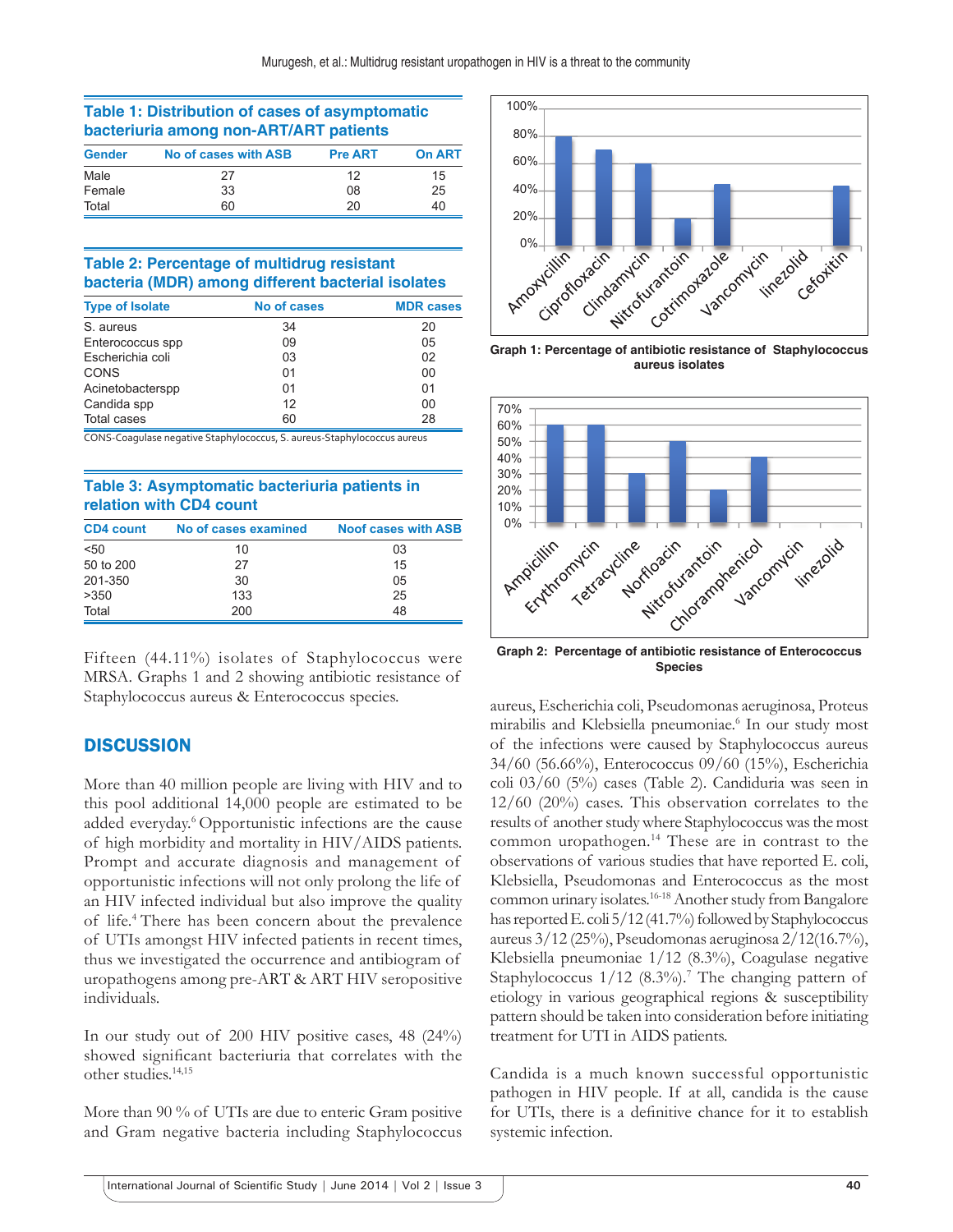**Table 1: Distribution of cases of asymptomatic bacteriuria among non-ART/ART patients**

| Gender | No of cases with ASB | Pre ART | On ART |
|---|---|---|---|
| Male | 27 | 12 | 15 |
| Female | 33 | 08 | 25 |
| Total | 60 | 20 | 40 |

**Table 2: Percentage of multidrug resistant bacteria (MDR) among different bacterial isolates**

| Type of Isolate | No of cases | MDR cases |
|---|---|---|
| S. aureus | 34 | 20 |
| Enterococcus spp | 09 | 05 |
| Escherichia coli | 03 | 02 |
| CONS | 01 | 00 |
| Acinetobacterspp | 01 | 01 |
| Candida spp | 12 | 00 |
| Total cases | 60 | 28 |

CONS-Coagulase negative Staphylococcus, S. aureus-Staphylococcus aureus

**Table 3: Asymptomatic bacteriuria patients in relation with CD4 count**

| CD4 count | No of cases examined | Noof cases with ASB |
|---|---|---|
| <50 | 10 | 03 |
| 50 to 200 | 27 | 15 |
| 201-350 | 30 | 05 |
| >350 | 133 | 25 |
| Total | 200 | 48 |

Fifteen (44.11%) isolates of Staphylococcus were MRSA. Graphs 1 and 2 showing antibiotic resistance of Staphylococcus aureus & Enterococcus species.

**Graph 1: Percentage of antibiotic resistance of Staphylococcus aureus isolates**

**Graph 2: Percentage of antibiotic resistance of Enterococcus Species**

## DISCUSSION

More than 40 million people are living with HIV and to this pool additional 14,000 people are estimated to be added everyday.[6] Opportunistic infections are the cause of high morbidity and mortality in HIV/AIDS patients. Prompt and accurate diagnosis and management of opportunistic infections will not only prolong the life of an HIV infected individual but also improve the quality of life.[4] There has been concern about the prevalence of UTIs amongst HIV infected patients in recent times, thus we investigated the occurrence and antibiogram of uropathogens among pre-ART & ART HIV seropositive individuals.

In our study out of 200 HIV positive cases, 48 (24%) showed significant bacteriuria that correlates with the other studies.[14,15]

More than 90 % of UTIs are due to enteric Gram positive and Gram negative bacteria including Staphylococcus aureus, Escherichia coli, Pseudomonas aeruginosa, Proteus mirabilis and Klebsiella pneumoniae.[6] In our study most of the infections were caused by Staphylococcus aureus 34/60 (56.66%), Enterococcus 09/60 (15%), Escherichia coli 03/60 (5%) cases (Table 2). Candiduria was seen in 12/60 (20%) cases. This observation correlates to the results of another study where Staphylococcus was the most common uropathogen.[14] These are in contrast to the observations of various studies that have reported E. coli, Klebsiella, Pseudomonas and Enterococcus as the most common urinary isolates.[16-18] Another study from Bangalore has reported E. coli 5/12 (41.7%) followed by Staphylococcus aureus 3/12 (25%), Pseudomonas aeruginosa 2/12(16.7%), Klebsiella pneumoniae 1/12 (8.3%), Coagulase negative Staphylococcus 1/12 (8.3%).[7] The changing pattern of etiology in various geographical regions & susceptibility pattern should be taken into consideration before initiating treatment for UTI in AIDS patients.

Candida is a much known successful opportunistic pathogen in HIV people. If at all, candida is the cause for UTIs, there is a definitive chance for it to establish systemic infection.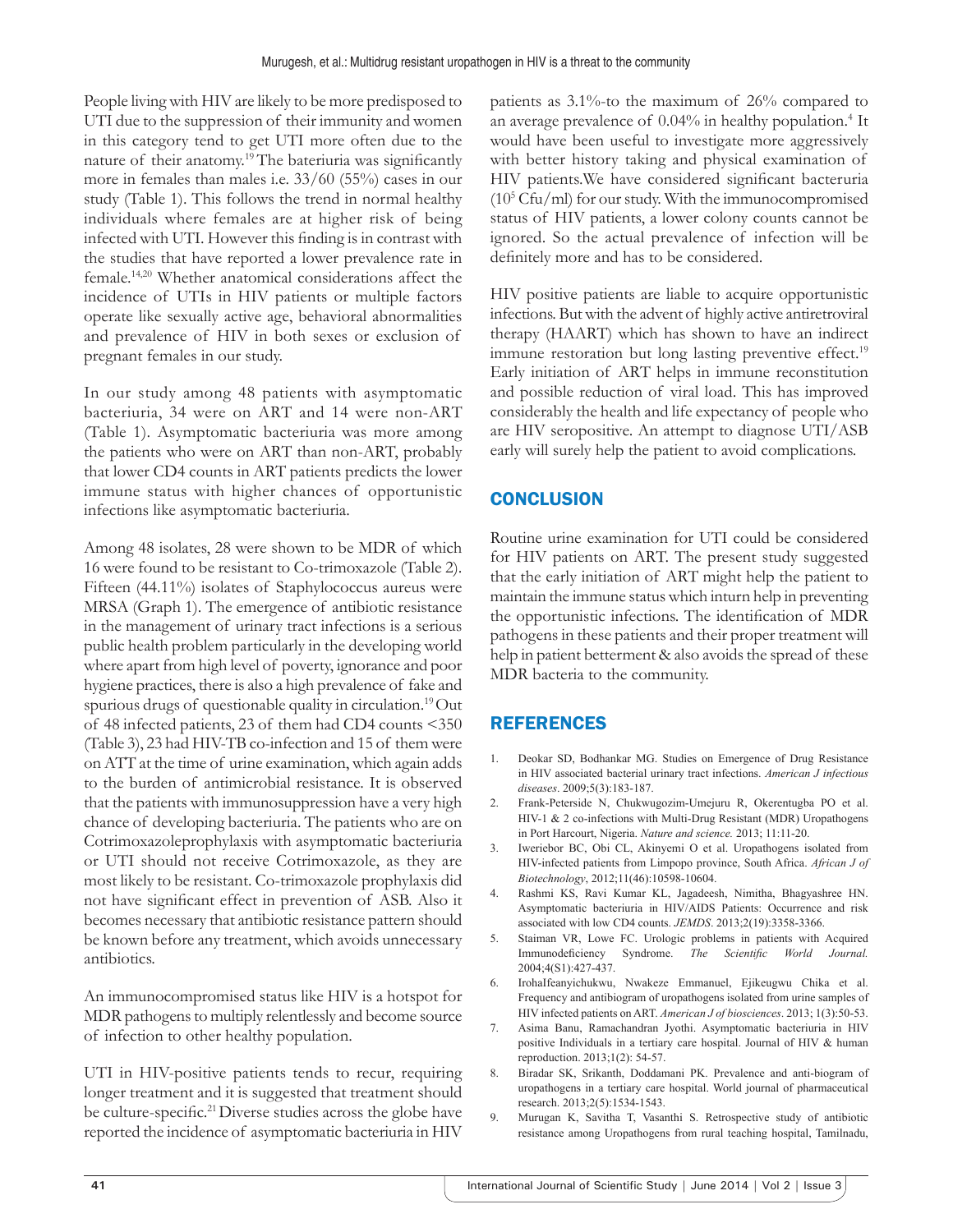People living with HIV are likely to be more predisposed to UTI due to the suppression of their immunity and women in this category tend to get UTI more often due to the nature of their anatomy.[19] The bateriuria was significantly more in females than males i.e. 33/60 (55%) cases in our study (Table 1). This follows the trend in normal healthy individuals where females are at higher risk of being infected with UTI. However this finding is in contrast with the studies that have reported a lower prevalence rate in female.[14,20] Whether anatomical considerations affect the incidence of UTIs in HIV patients or multiple factors operate like sexually active age, behavioral abnormalities and prevalence of HIV in both sexes or exclusion of pregnant females in our study.

In our study among 48 patients with asymptomatic bacteriuria, 34 were on ART and 14 were non-ART (Table 1). Asymptomatic bacteriuria was more among the patients who were on ART than non-ART, probably that lower CD4 counts in ART patients predicts the lower immune status with higher chances of opportunistic infections like asymptomatic bacteriuria.

Among 48 isolates, 28 were shown to be MDR of which 16 were found to be resistant to Co-trimoxazole (Table 2). Fifteen (44.11%) isolates of Staphylococcus aureus were MRSA (Graph 1). The emergence of antibiotic resistance in the management of urinary tract infections is a serious public health problem particularly in the developing world where apart from high level of poverty, ignorance and poor hygiene practices, there is also a high prevalence of fake and spurious drugs of questionable quality in circulation.[19] Out of 48 infected patients, 23 of them had CD4 counts <350 (Table 3), 23 had HIV-TB co-infection and 15 of them were on ATT at the time of urine examination, which again adds to the burden of antimicrobial resistance. It is observed that the patients with immunosuppression have a very high chance of developing bacteriuria. The patients who are on Cotrimoxazoleprophylaxis with asymptomatic bacteriuria or UTI should not receive Cotrimoxazole, as they are most likely to be resistant. Co-trimoxazole prophylaxis did not have significant effect in prevention of ASB. Also it becomes necessary that antibiotic resistance pattern should be known before any treatment, which avoids unnecessary antibiotics.

An immunocompromised status like HIV is a hotspot for MDR pathogens to multiply relentlessly and become source of infection to other healthy population.

UTI in HIV-positive patients tends to recur, requiring longer treatment and it is suggested that treatment should be culture-specific.[21] Diverse studies across the globe have reported the incidence of asymptomatic bacteriuria in HIV patients as 3.1%-to the maximum of 26% compared to an average prevalence of 0.04% in healthy population.[4] It would have been useful to investigate more aggressively with better history taking and physical examination of HIV patients.We have considered significant bacteruria ($10^5$ Cfu/ml) for our study. With the immunocompromised status of HIV patients, a lower colony counts cannot be ignored. So the actual prevalence of infection will be definitely more and has to be considered.

HIV positive patients are liable to acquire opportunistic infections. But with the advent of highly active antiretroviral therapy (HAART) which has shown to have an indirect immune restoration but long lasting preventive effect.[19] Early initiation of ART helps in immune reconstitution and possible reduction of viral load. This has improved considerably the health and life expectancy of people who are HIV seropositive. An attempt to diagnose UTI/ASB early will surely help the patient to avoid complications.

## CONCLUSION

Routine urine examination for UTI could be considered for HIV patients on ART. The present study suggested that the early initiation of ART might help the patient to maintain the immune status which inturn help in preventing the opportunistic infections. The identification of MDR pathogens in these patients and their proper treatment will help in patient betterment & also avoids the spread of these MDR bacteria to the community.

## REFERENCES

1. Deokar SD, Bodhankar MG. Studies on Emergence of Drug Resistance in HIV associated bacterial urinary tract infections. *American J infectious diseases*. 2009;5(3):183-187.
2. Frank-Peterside N, Chukwugozim-Umejuru R, Okerentugba PO et al. HIV-1 & 2 co-infections with Multi-Drug Resistant (MDR) Uropathogens in Port Harcourt, Nigeria. *Nature and science.* 2013; 11:11-20.
3. Iweriebor BC, Obi CL, Akinyemi O et al. Uropathogens isolated from HIV-infected patients from Limpopo province, South Africa. *African J of Biotechnology*, 2012;11(46):10598-10604.
4. Rashmi KS, Ravi Kumar KL, Jagadeesh, Nimitha, Bhagyashree HN. Asymptomatic bacteriuria in HIV/AIDS Patients: Occurrence and risk associated with low CD4 counts. *JEMDS*. 2013;2(19):3358-3366.
5. Staiman VR, Lowe FC. Urologic problems in patients with Acquired Immunodeficiency Syndrome. *The Scientific World Journal.* 2004;4(S1):427-437.
6. IrohaIfeanyichukwu, Nwakeze Emmanuel, Ejikeugwu Chika et al. Frequency and antibiogram of uropathogens isolated from urine samples of HIV infected patients on ART. *American J of biosciences*. 2013; 1(3):50-53.
7. Asima Banu, Ramachandran Jyothi. Asymptomatic bacteriuria in HIV positive Individuals in a tertiary care hospital. Journal of HIV & human reproduction. 2013;1(2): 54-57.
8. Biradar SK, Srikanth, Doddamani PK. Prevalence and anti-biogram of uropathogens in a tertiary care hospital. World journal of pharmaceutical research. 2013;2(5):1534-1543.
9. Murugan K, Savitha T, Vasanthi S. Retrospective study of antibiotic resistance among Uropathogens from rural teaching hospital, Tamilnadu,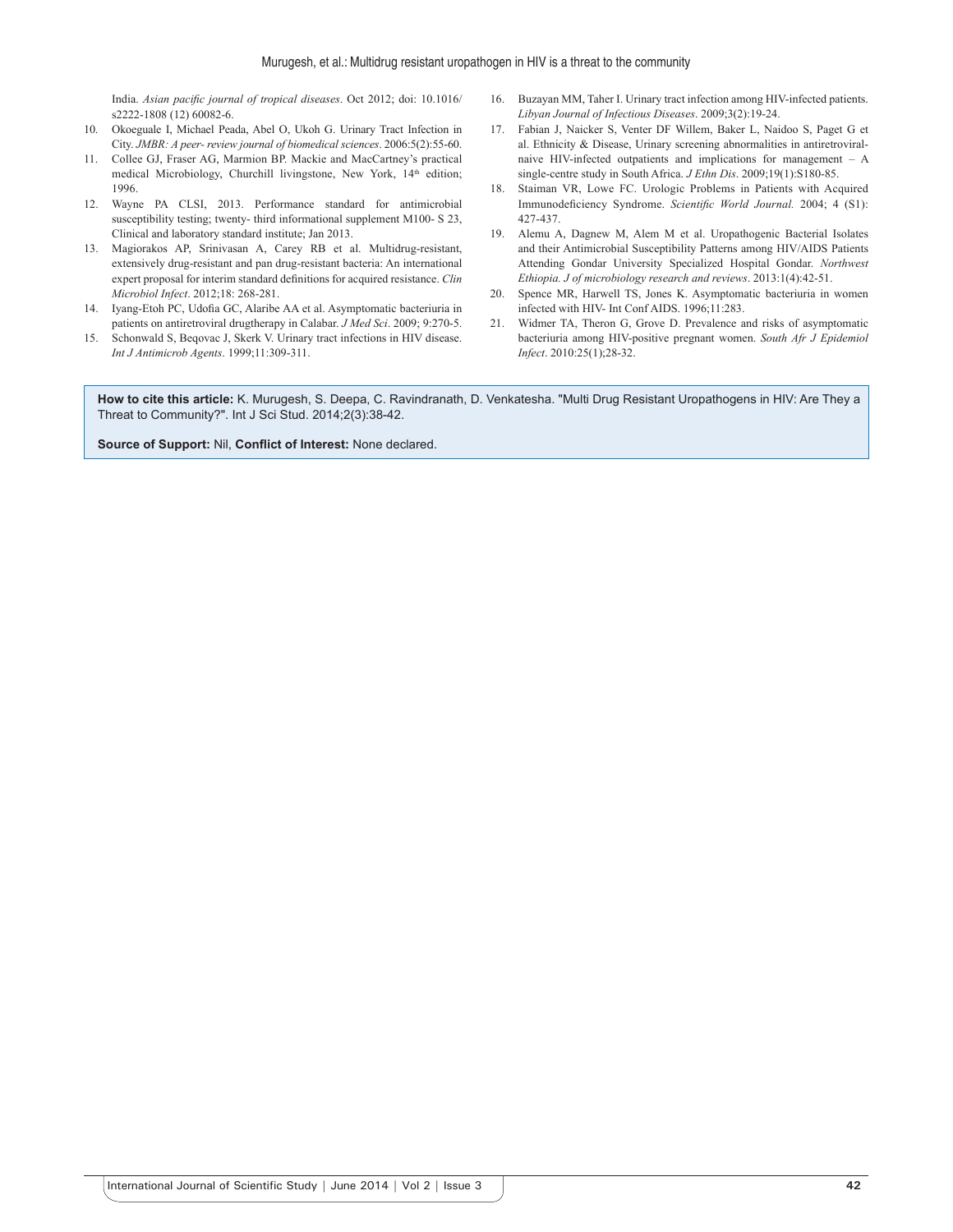India. *Asian pacific journal of tropical diseases*. Oct 2012; doi: 10.1016/s2222-1808 (12) 60082-6.

10. Okoeguale I, Michael Peada, Abel O, Ukoh G. Urinary Tract Infection in City. *JMBR: A peer- review journal of biomedical sciences*. 2006:5(2):55-60.
11. Collee GJ, Fraser AG, Marmion BP. Mackie and MacCartney's practical medical Microbiology, Churchill livingstone, New York, 14th edition; 1996.
12. Wayne PA CLSI, 2013. Performance standard for antimicrobial susceptibility testing; twenty- third informational supplement M100- S 23, Clinical and laboratory standard institute; Jan 2013.
13. Magiorakos AP, Srinivasan A, Carey RB et al. Multidrug-resistant, extensively drug-resistant and pan drug-resistant bacteria: An international expert proposal for interim standard definitions for acquired resistance. *Clin Microbiol Infect*. 2012;18: 268-281.
14. Iyang-Etoh PC, Udofia GC, Alaribe AA et al. Asymptomatic bacteriuria in patients on antiretroviral drugtherapy in Calabar. *J Med Sci*. 2009; 9:270-5.
15. Schonwald S, Beqovac J, Skerk V. Urinary tract infections in HIV disease. *Int J Antimicrob Agents*. 1999;11:309-311.
16. Buzayan MM, Taher I. Urinary tract infection among HIV-infected patients. *Libyan Journal of Infectious Diseases*. 2009;3(2):19-24.
17. Fabian J, Naicker S, Venter DF Willem, Baker L, Naidoo S, Paget G et al. Ethnicity & Disease, Urinary screening abnormalities in antiretroviral-naive HIV-infected outpatients and implications for management – A single-centre study in South Africa. *J Ethn Dis*. 2009;19(1):S180-85.
18. Staiman VR, Lowe FC. Urologic Problems in Patients with Acquired Immunodeficiency Syndrome. *Scientific World Journal.* 2004; 4 (S1): 427-437.
19. Alemu A, Dagnew M, Alem M et al. Uropathogenic Bacterial Isolates and their Antimicrobial Susceptibility Patterns among HIV/AIDS Patients Attending Gondar University Specialized Hospital Gondar. *Northwest Ethiopia. J of microbiology research and reviews*. 2013:1(4):42-51.
20. Spence MR, Harwell TS, Jones K. Asymptomatic bacteriuria in women infected with HIV- Int Conf AIDS. 1996;11:283.
21. Widmer TA, Theron G, Grove D. Prevalence and risks of asymptomatic bacteriuria among HIV-positive pregnant women. *South Afr J Epidemiol Infect*. 2010:25(1);28-32.

**How to cite this article:** K. Murugesh, S. Deepa, C. Ravindranath, D. Venkatesha. "Multi Drug Resistant Uropathogens in HIV: Are They a Threat to Community?". Int J Sci Stud. 2014;2(3):38-42.

**Source of Support:** Nil, **Conflict of Interest:** None declared.